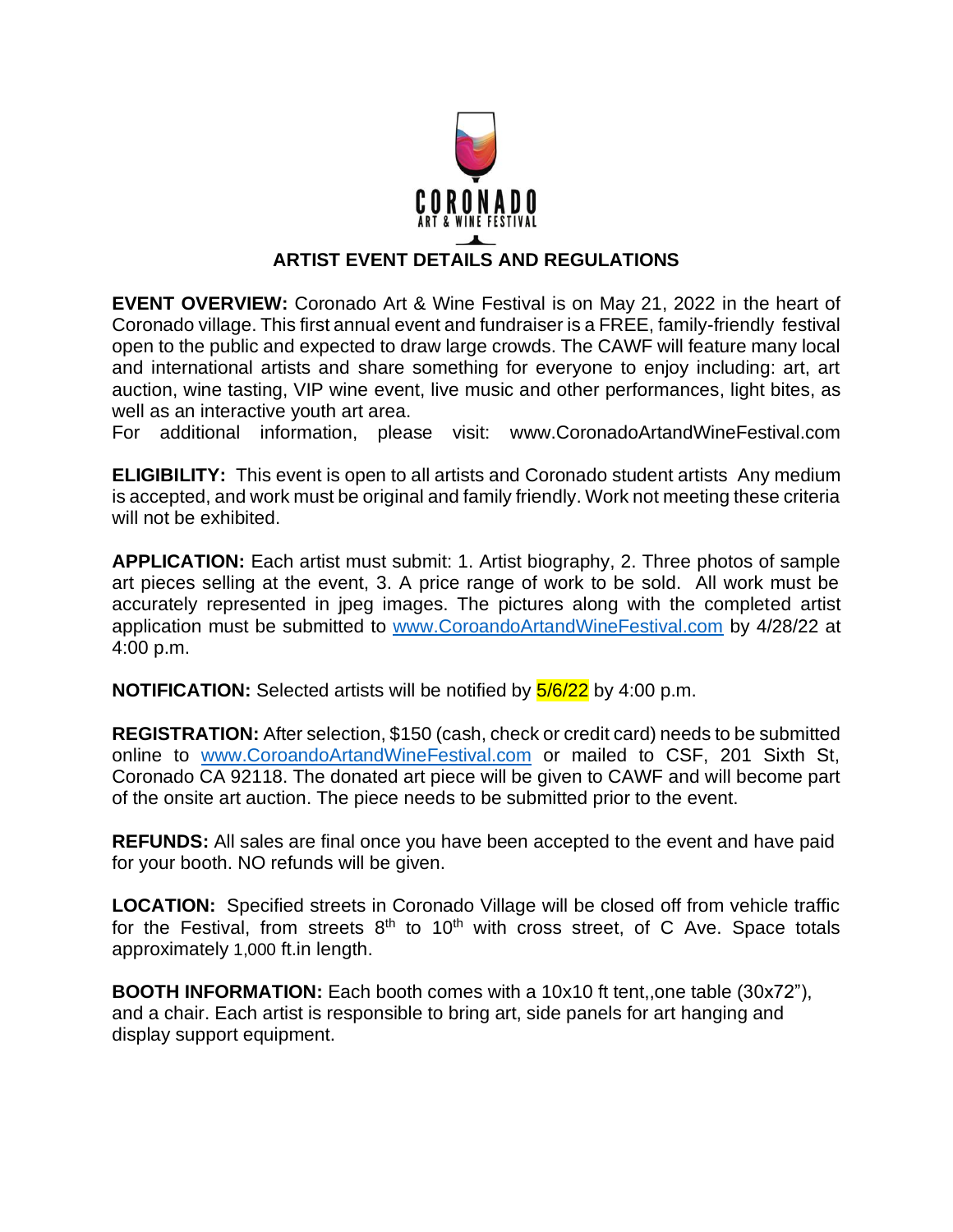CORONADO
ART & WINE FESTIVAL

# ARTIST EVENT DETAILS AND REGULATIONS

**EVENT OVERVIEW:** Coronado Art & Wine Festival is on May 21, 2022 in the heart of Coronado village. This first annual event and fundraiser is a FREE, family-friendly festival open to the public and expected to draw large crowds. The CAWF will feature many local and international artists and share something for everyone to enjoy including: art, art auction, wine tasting, VIP wine event, live music and other performances, light bites, as well as an interactive youth art area.
For additional information, please visit: www.CoronadoArtandWineFestival.com

**ELIGIBILITY:** This event is open to all artists and Coronado student artists Any medium is accepted, and work must be original and family friendly. Work not meeting these criteria will not be exhibited.

**APPLICATION:** Each artist must submit: 1. Artist biography, 2. Three photos of sample art pieces selling at the event, 3. A price range of work to be sold. All work must be accurately represented in jpeg images. The pictures along with the completed artist application must be submitted to www.CoroandoArtandWineFestival.com by 4/28/22 at 4:00 p.m.

**NOTIFICATION:** Selected artists will be notified by 5/6/22 by 4:00 p.m.

**REGISTRATION:** After selection, $150 (cash, check or credit card) needs to be submitted online to www.CoroandoArtandWineFestival.com or mailed to CSF, 201 Sixth St, Coronado CA 92118. The donated art piece will be given to CAWF and will become part of the onsite art auction. The piece needs to be submitted prior to the event.

**REFUNDS:** All sales are final once you have been accepted to the event and have paid for your booth. NO refunds will be given.

**LOCATION:** Specified streets in Coronado Village will be closed off from vehicle traffic for the Festival, from streets 8th to 10th with cross street, of C Ave. Space totals approximately 1,000 ft.in length.

**BOOTH INFORMATION:** Each booth comes with a 10x10 ft tent,,one table (30x72"), and a chair. Each artist is responsible to bring art, side panels for art hanging and display support equipment.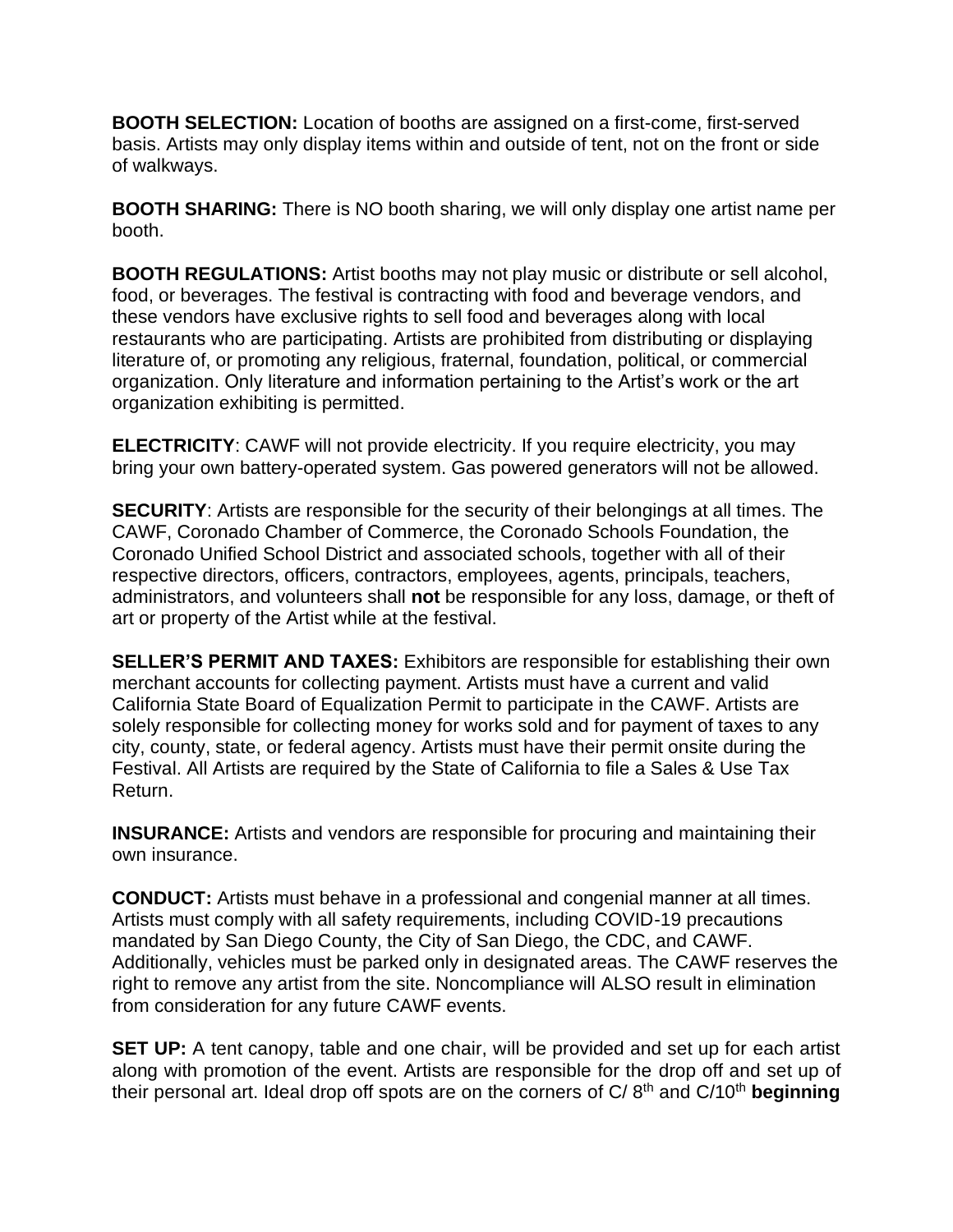**BOOTH SELECTION:** Location of booths are assigned on a first-come, first-served basis. Artists may only display items within and outside of tent, not on the front or side of walkways.

**BOOTH SHARING:** There is NO booth sharing, we will only display one artist name per booth.

**BOOTH REGULATIONS:** Artist booths may not play music or distribute or sell alcohol, food, or beverages. The festival is contracting with food and beverage vendors, and these vendors have exclusive rights to sell food and beverages along with local restaurants who are participating. Artists are prohibited from distributing or displaying literature of, or promoting any religious, fraternal, foundation, political, or commercial organization. Only literature and information pertaining to the Artist's work or the art organization exhibiting is permitted.

**ELECTRICITY**: CAWF will not provide electricity. If you require electricity, you may bring your own battery-operated system. Gas powered generators will not be allowed.

**SECURITY**: Artists are responsible for the security of their belongings at all times. The CAWF, Coronado Chamber of Commerce, the Coronado Schools Foundation, the Coronado Unified School District and associated schools, together with all of their respective directors, officers, contractors, employees, agents, principals, teachers, administrators, and volunteers shall **not** be responsible for any loss, damage, or theft of art or property of the Artist while at the festival.

**SELLER'S PERMIT AND TAXES:** Exhibitors are responsible for establishing their own merchant accounts for collecting payment. Artists must have a current and valid California State Board of Equalization Permit to participate in the CAWF. Artists are solely responsible for collecting money for works sold and for payment of taxes to any city, county, state, or federal agency. Artists must have their permit onsite during the Festival. All Artists are required by the State of California to file a Sales & Use Tax Return.

**INSURANCE:** Artists and vendors are responsible for procuring and maintaining their own insurance.

**CONDUCT:** Artists must behave in a professional and congenial manner at all times. Artists must comply with all safety requirements, including COVID-19 precautions mandated by San Diego County, the City of San Diego, the CDC, and CAWF. Additionally, vehicles must be parked only in designated areas. The CAWF reserves the right to remove any artist from the site. Noncompliance will ALSO result in elimination from consideration for any future CAWF events.

**SET UP:** A tent canopy, table and one chair, will be provided and set up for each artist along with promotion of the event. Artists are responsible for the drop off and set up of their personal art. Ideal drop off spots are on the corners of C/ 8th and C/10th **beginning**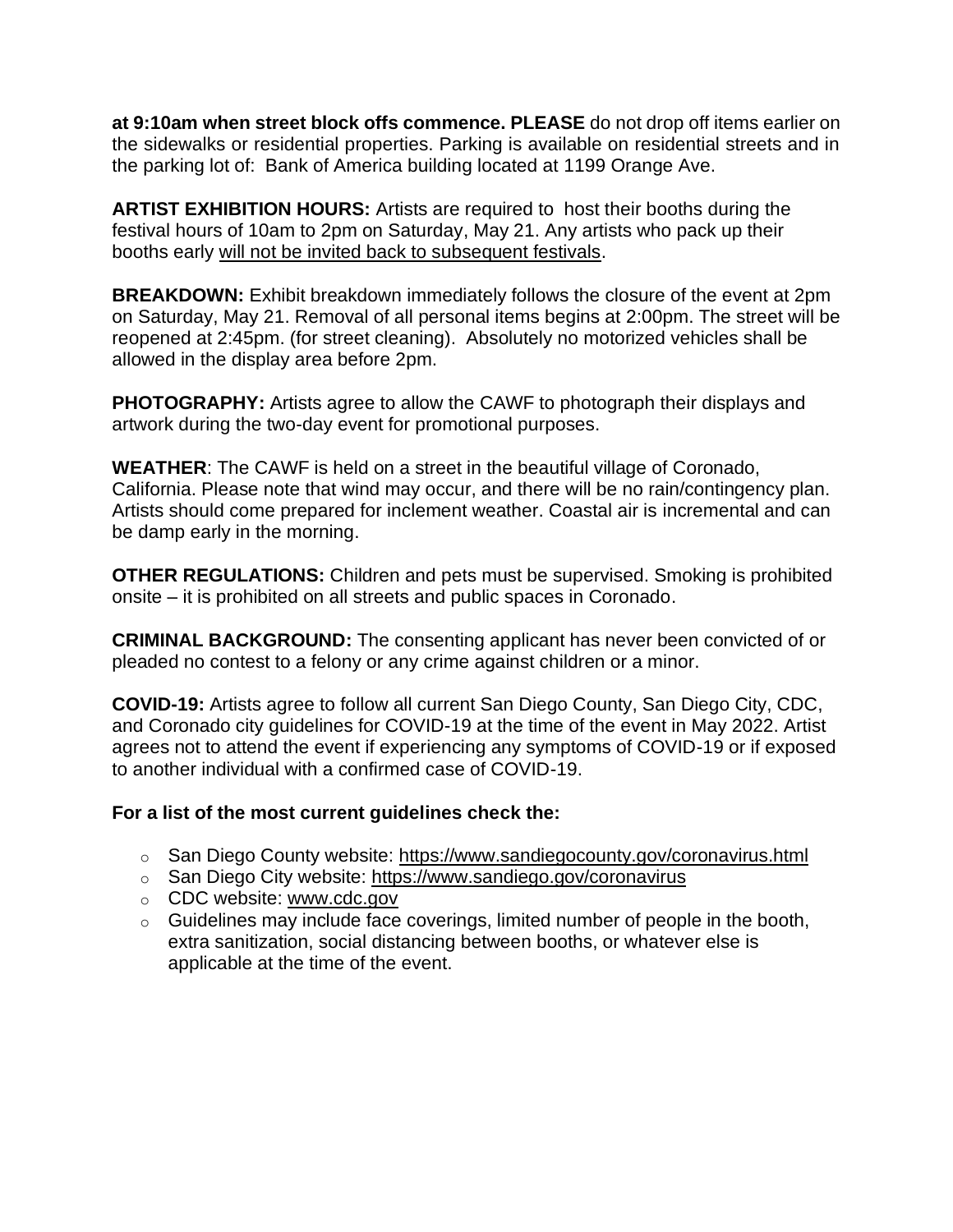**at 9:10am when street block offs commence. PLEASE** do not drop off items earlier on the sidewalks or residential properties. Parking is available on residential streets and in the parking lot of: Bank of America building located at 1199 Orange Ave.

**ARTIST EXHIBITION HOURS:** Artists are required to host their booths during the festival hours of 10am to 2pm on Saturday, May 21. Any artists who pack up their booths early will not be invited back to subsequent festivals.

**BREAKDOWN:** Exhibit breakdown immediately follows the closure of the event at 2pm on Saturday, May 21. Removal of all personal items begins at 2:00pm. The street will be reopened at 2:45pm. (for street cleaning). Absolutely no motorized vehicles shall be allowed in the display area before 2pm.

**PHOTOGRAPHY:** Artists agree to allow the CAWF to photograph their displays and artwork during the two-day event for promotional purposes.

**WEATHER**: The CAWF is held on a street in the beautiful village of Coronado, California. Please note that wind may occur, and there will be no rain/contingency plan. Artists should come prepared for inclement weather. Coastal air is incremental and can be damp early in the morning.

**OTHER REGULATIONS:** Children and pets must be supervised. Smoking is prohibited onsite – it is prohibited on all streets and public spaces in Coronado.

**CRIMINAL BACKGROUND:** The consenting applicant has never been convicted of or pleaded no contest to a felony or any crime against children or a minor.

**COVID-19:** Artists agree to follow all current San Diego County, San Diego City, CDC, and Coronado city guidelines for COVID-19 at the time of the event in May 2022. Artist agrees not to attend the event if experiencing any symptoms of COVID-19 or if exposed to another individual with a confirmed case of COVID-19.

**For a list of the most current guidelines check the:**

- San Diego County website: https://www.sandiegocounty.gov/coronavirus.html
- San Diego City website: https://www.sandiego.gov/coronavirus
- CDC website: www.cdc.gov
- Guidelines may include face coverings, limited number of people in the booth, extra sanitization, social distancing between booths, or whatever else is applicable at the time of the event.